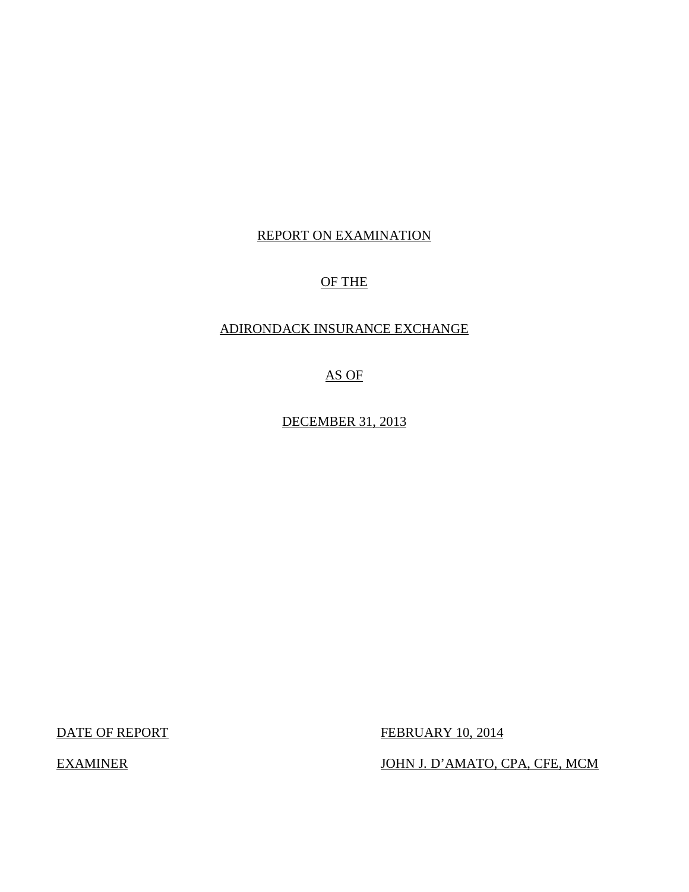REPORT ON EXAMINATION

OF THE

ADIRONDACK INSURANCE EXCHANGE

AS OF

DECEMBER 31, 2013

| | |
|---|---|
| DATE OF REPORT | FEBRUARY 10, 2014 |
| EXAMINER | JOHN J. D'AMATO, CPA, CFE, MCM |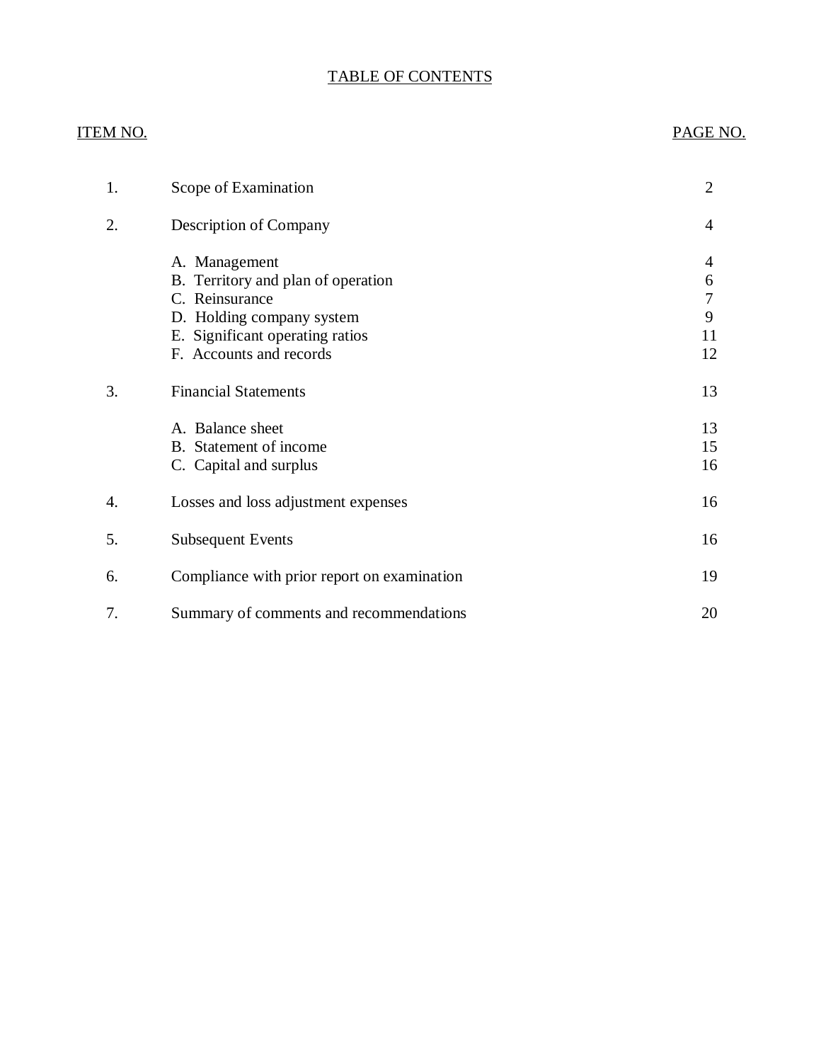# TABLE OF CONTENTS

| ITEM NO. | | PAGE NO. |
|---|---|---|
| 1. | Scope of Examination | 2 |
| 2. | Description of Company | 4 |
| | A. Management | 4 |
| | B. Territory and plan of operation | 6 |
| | C. Reinsurance | 7 |
| | D. Holding company system | 9 |
| | E. Significant operating ratios | 11 |
| | F. Accounts and records | 12 |
| 3. | Financial Statements | 13 |
| | A. Balance sheet | 13 |
| | B. Statement of income | 15 |
| | C. Capital and surplus | 16 |
| 4. | Losses and loss adjustment expenses | 16 |
| 5. | Subsequent Events | 16 |
| 6. | Compliance with prior report on examination | 19 |
| 7. | Summary of comments and recommendations | 20 |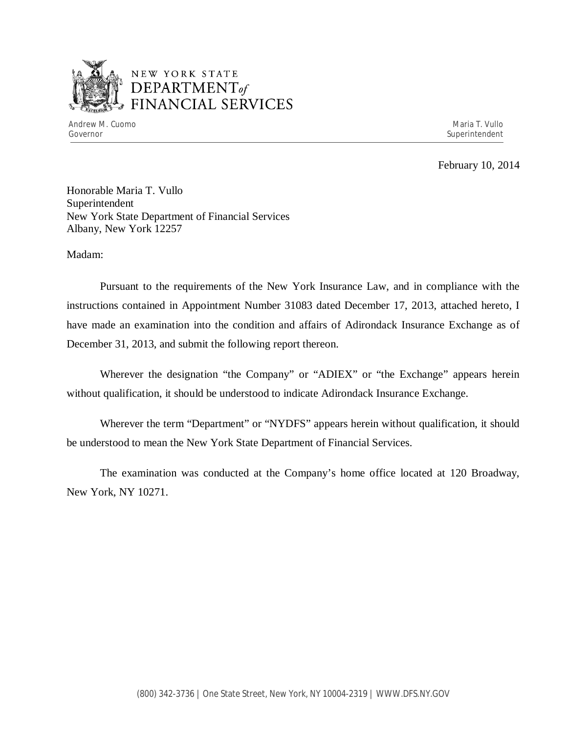NEW YORK STATE
DEPARTMENT of FINANCIAL SERVICES

Andrew M. Cuomo
Governor

Maria T. Vullo
Superintendent

February 10, 2014

Honorable Maria T. Vullo
Superintendent
New York State Department of Financial Services
Albany, New York 12257

Madam:

Pursuant to the requirements of the New York Insurance Law, and in compliance with the instructions contained in Appointment Number 31083 dated December 17, 2013, attached hereto, I have made an examination into the condition and affairs of Adirondack Insurance Exchange as of December 31, 2013, and submit the following report thereon.

Wherever the designation "the Company" or "ADIEX" or "the Exchange" appears herein without qualification, it should be understood to indicate Adirondack Insurance Exchange.

Wherever the term "Department" or "NYDFS" appears herein without qualification, it should be understood to mean the New York State Department of Financial Services.

The examination was conducted at the Company's home office located at 120 Broadway, New York, NY 10271.

(800) 342-3736 | One State Street, New York, NY 10004-2319 | WWW.DFS.NY.GOV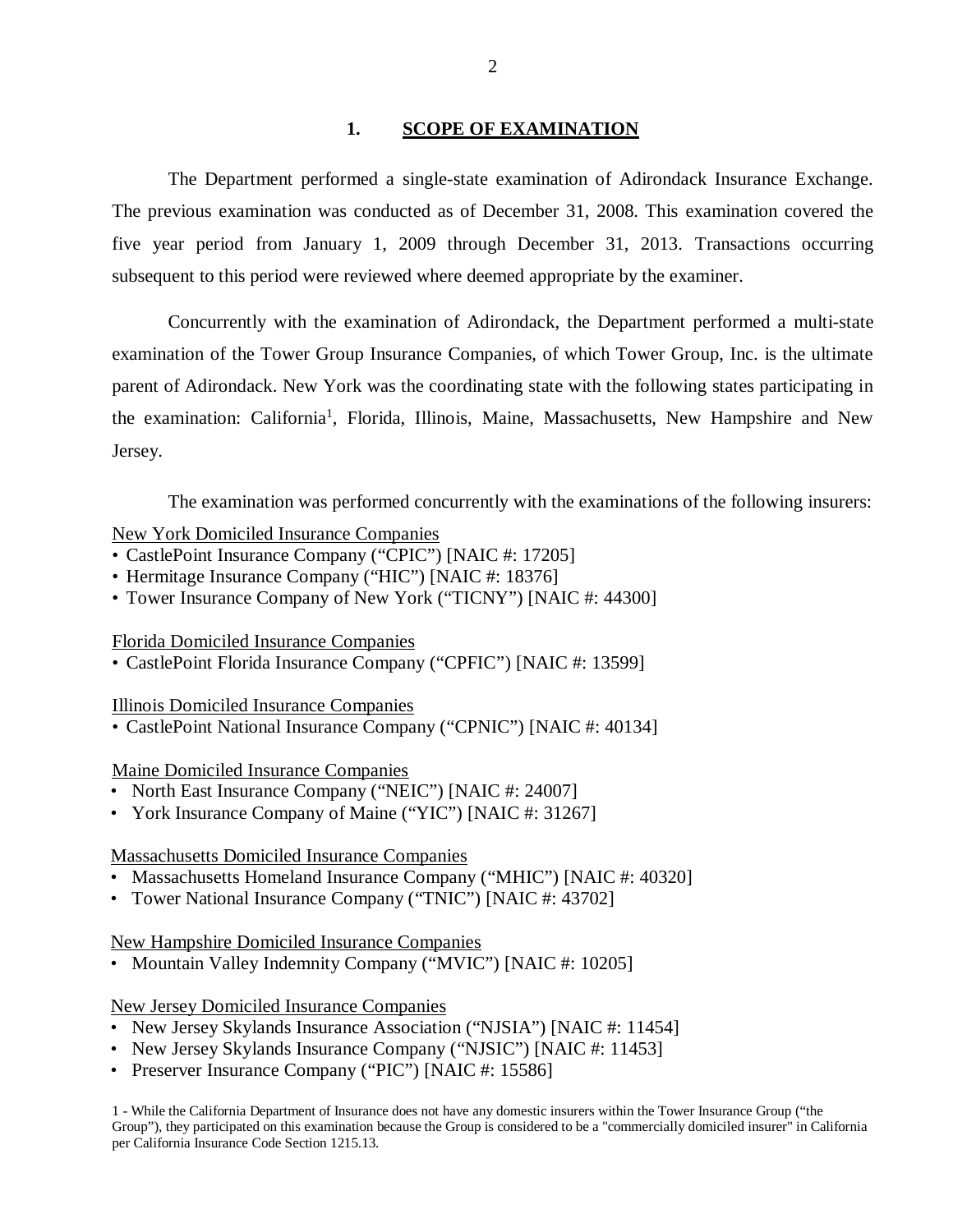## 1. SCOPE OF EXAMINATION

The Department performed a single-state examination of Adirondack Insurance Exchange. The previous examination was conducted as of December 31, 2008. This examination covered the five year period from January 1, 2009 through December 31, 2013. Transactions occurring subsequent to this period were reviewed where deemed appropriate by the examiner.

Concurrently with the examination of Adirondack, the Department performed a multi-state examination of the Tower Group Insurance Companies, of which Tower Group, Inc. is the ultimate parent of Adirondack. New York was the coordinating state with the following states participating in the examination: California[1], Florida, Illinois, Maine, Massachusetts, New Hampshire and New Jersey.

The examination was performed concurrently with the examinations of the following insurers:

New York Domiciled Insurance Companies

- CastlePoint Insurance Company ("CPIC") [NAIC #: 17205]
- Hermitage Insurance Company ("HIC") [NAIC #: 18376]
- Tower Insurance Company of New York ("TICNY") [NAIC #: 44300]

Florida Domiciled Insurance Companies

- CastlePoint Florida Insurance Company ("CPFIC") [NAIC #: 13599]

Illinois Domiciled Insurance Companies

- CastlePoint National Insurance Company ("CPNIC") [NAIC #: 40134]

Maine Domiciled Insurance Companies

- North East Insurance Company ("NEIC") [NAIC #: 24007]
- York Insurance Company of Maine ("YIC") [NAIC #: 31267]

Massachusetts Domiciled Insurance Companies

- Massachusetts Homeland Insurance Company ("MHIC") [NAIC #: 40320]
- Tower National Insurance Company ("TNIC") [NAIC #: 43702]

New Hampshire Domiciled Insurance Companies

- Mountain Valley Indemnity Company ("MVIC") [NAIC #: 10205]

New Jersey Domiciled Insurance Companies

- New Jersey Skylands Insurance Association ("NJSIA") [NAIC #: 11454]
- New Jersey Skylands Insurance Company ("NJSIC") [NAIC #: 11453]
- Preserver Insurance Company ("PIC") [NAIC #: 15586]

1 - While the California Department of Insurance does not have any domestic insurers within the Tower Insurance Group ("the Group"), they participated on this examination because the Group is considered to be a "commercially domiciled insurer" in California per California Insurance Code Section 1215.13.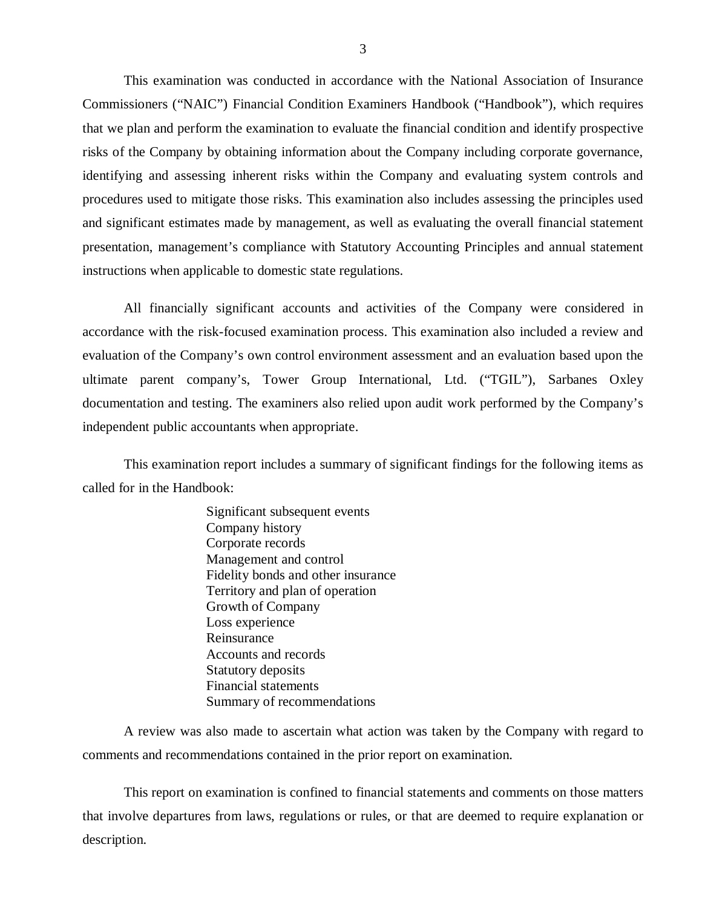This examination was conducted in accordance with the National Association of Insurance Commissioners ("NAIC") Financial Condition Examiners Handbook ("Handbook"), which requires that we plan and perform the examination to evaluate the financial condition and identify prospective risks of the Company by obtaining information about the Company including corporate governance, identifying and assessing inherent risks within the Company and evaluating system controls and procedures used to mitigate those risks. This examination also includes assessing the principles used and significant estimates made by management, as well as evaluating the overall financial statement presentation, management's compliance with Statutory Accounting Principles and annual statement instructions when applicable to domestic state regulations.

All financially significant accounts and activities of the Company were considered in accordance with the risk-focused examination process. This examination also included a review and evaluation of the Company's own control environment assessment and an evaluation based upon the ultimate parent company's, Tower Group International, Ltd. ("TGIL"), Sarbanes Oxley documentation and testing. The examiners also relied upon audit work performed by the Company's independent public accountants when appropriate.

This examination report includes a summary of significant findings for the following items as called for in the Handbook:

- Significant subsequent events
- Company history
- Corporate records
- Management and control
- Fidelity bonds and other insurance
- Territory and plan of operation
- Growth of Company
- Loss experience
- Reinsurance
- Accounts and records
- Statutory deposits
- Financial statements
- Summary of recommendations

A review was also made to ascertain what action was taken by the Company with regard to comments and recommendations contained in the prior report on examination.

This report on examination is confined to financial statements and comments on those matters that involve departures from laws, regulations or rules, or that are deemed to require explanation or description.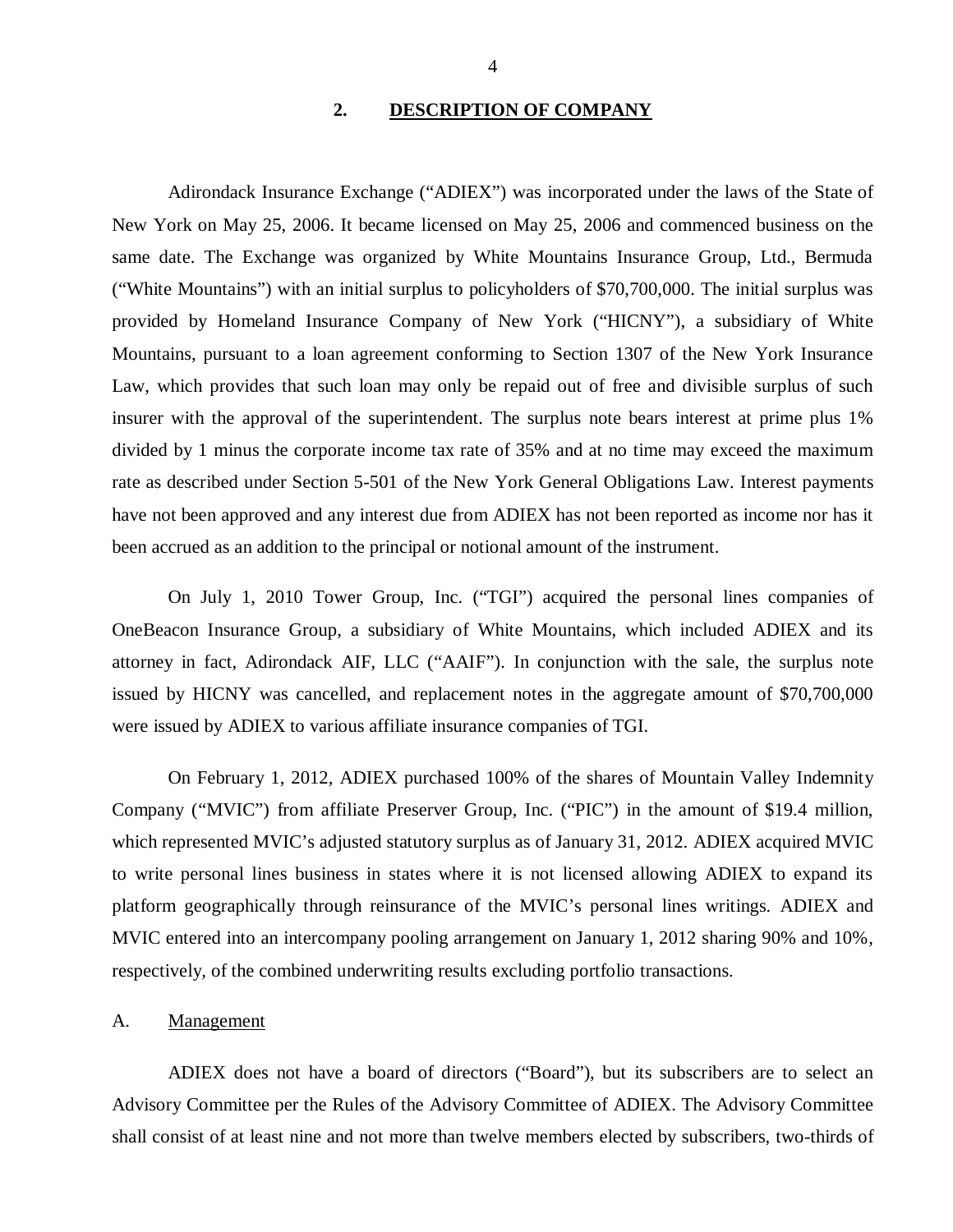## 2. DESCRIPTION OF COMPANY

Adirondack Insurance Exchange ("ADIEX") was incorporated under the laws of the State of New York on May 25, 2006. It became licensed on May 25, 2006 and commenced business on the same date. The Exchange was organized by White Mountains Insurance Group, Ltd., Bermuda ("White Mountains") with an initial surplus to policyholders of $70,700,000. The initial surplus was provided by Homeland Insurance Company of New York ("HICNY"), a subsidiary of White Mountains, pursuant to a loan agreement conforming to Section 1307 of the New York Insurance Law, which provides that such loan may only be repaid out of free and divisible surplus of such insurer with the approval of the superintendent. The surplus note bears interest at prime plus 1% divided by 1 minus the corporate income tax rate of 35% and at no time may exceed the maximum rate as described under Section 5-501 of the New York General Obligations Law. Interest payments have not been approved and any interest due from ADIEX has not been reported as income nor has it been accrued as an addition to the principal or notional amount of the instrument.

On July 1, 2010 Tower Group, Inc. ("TGI") acquired the personal lines companies of OneBeacon Insurance Group, a subsidiary of White Mountains, which included ADIEX and its attorney in fact, Adirondack AIF, LLC ("AAIF"). In conjunction with the sale, the surplus note issued by HICNY was cancelled, and replacement notes in the aggregate amount of $70,700,000 were issued by ADIEX to various affiliate insurance companies of TGI.

On February 1, 2012, ADIEX purchased 100% of the shares of Mountain Valley Indemnity Company ("MVIC") from affiliate Preserver Group, Inc. ("PIC") in the amount of $19.4 million, which represented MVIC's adjusted statutory surplus as of January 31, 2012. ADIEX acquired MVIC to write personal lines business in states where it is not licensed allowing ADIEX to expand its platform geographically through reinsurance of the MVIC's personal lines writings. ADIEX and MVIC entered into an intercompany pooling arrangement on January 1, 2012 sharing 90% and 10%, respectively, of the combined underwriting results excluding portfolio transactions.

### A. Management

ADIEX does not have a board of directors ("Board"), but its subscribers are to select an Advisory Committee per the Rules of the Advisory Committee of ADIEX. The Advisory Committee shall consist of at least nine and not more than twelve members elected by subscribers, two-thirds of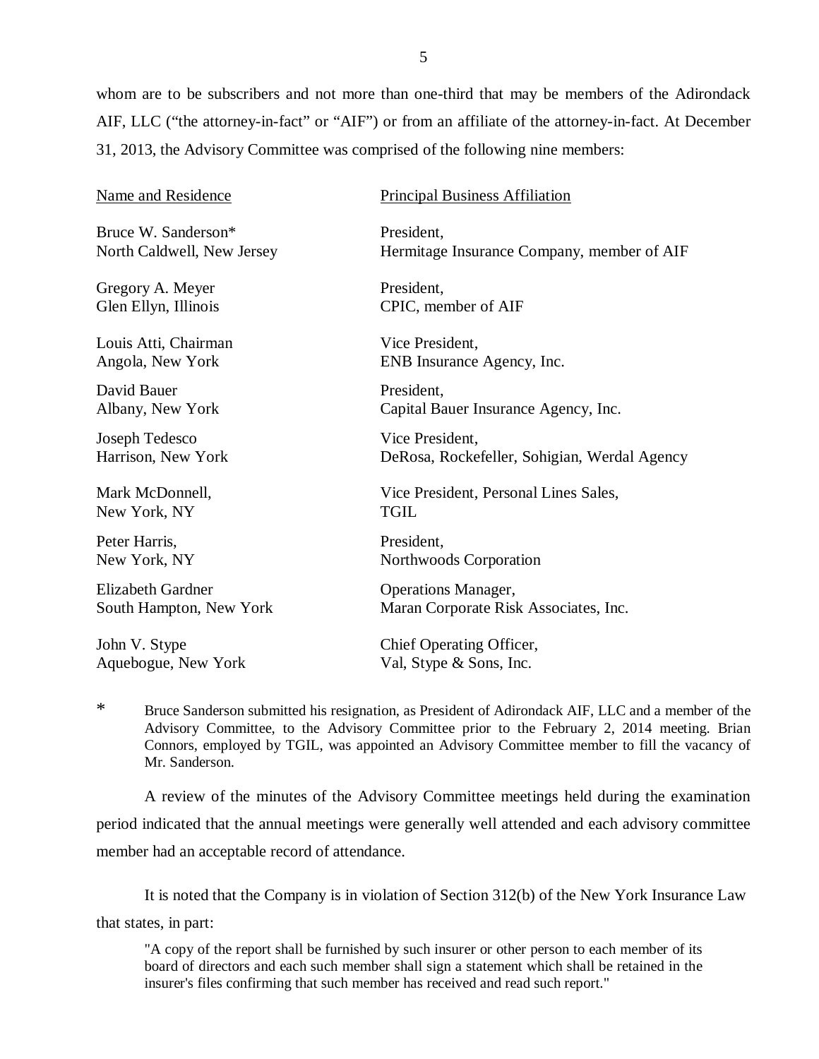whom are to be subscribers and not more than one-third that may be members of the Adirondack AIF, LLC ("the attorney-in-fact" or "AIF") or from an affiliate of the attorney-in-fact. At December 31, 2013, the Advisory Committee was comprised of the following nine members:

| Name and Residence | Principal Business Affiliation |
|---|---|
| Bruce W. Sanderson*<br>North Caldwell, New Jersey | President,<br>Hermitage Insurance Company, member of AIF |
| Gregory A. Meyer<br>Glen Ellyn, Illinois | President,<br>CPIC, member of AIF |
| Louis Atti, Chairman<br>Angola, New York | Vice President,<br>ENB Insurance Agency, Inc. |
| David Bauer<br>Albany, New York | President,<br>Capital Bauer Insurance Agency, Inc. |
| Joseph Tedesco<br>Harrison, New York | Vice President,<br>DeRosa, Rockefeller, Sohigian, Werdal Agency |
| Mark McDonnell,<br>New York, NY | Vice President, Personal Lines Sales,<br>TGIL |
| Peter Harris,<br>New York, NY | President,<br>Northwoods Corporation |
| Elizabeth Gardner<br>South Hampton, New York | Operations Manager,<br>Maran Corporate Risk Associates, Inc. |
| John V. Stype<br>Aquebogue, New York | Chief Operating Officer,<br>Val, Stype & Sons, Inc. |

\* Bruce Sanderson submitted his resignation, as President of Adirondack AIF, LLC and a member of the Advisory Committee, to the Advisory Committee prior to the February 2, 2014 meeting. Brian Connors, employed by TGIL, was appointed an Advisory Committee member to fill the vacancy of Mr. Sanderson.

A review of the minutes of the Advisory Committee meetings held during the examination period indicated that the annual meetings were generally well attended and each advisory committee member had an acceptable record of attendance.

It is noted that the Company is in violation of Section 312(b) of the New York Insurance Law that states, in part:

> "A copy of the report shall be furnished by such insurer or other person to each member of its board of directors and each such member shall sign a statement which shall be retained in the insurer's files confirming that such member has received and read such report."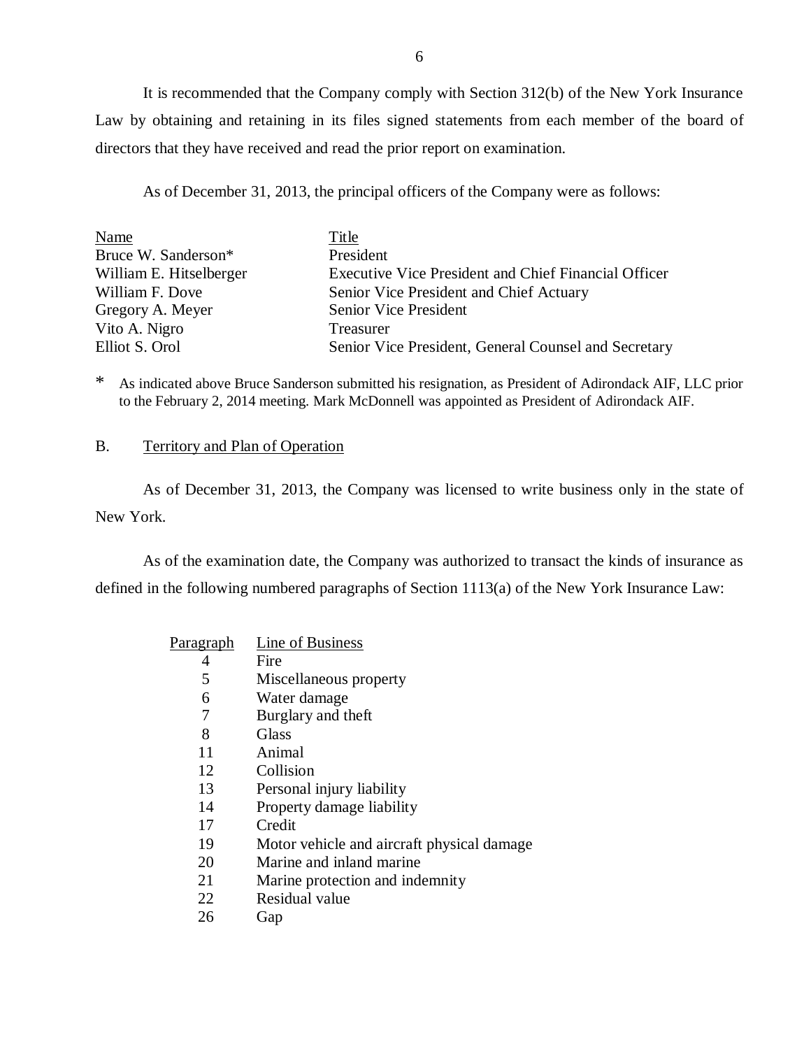It is recommended that the Company comply with Section 312(b) of the New York Insurance Law by obtaining and retaining in its files signed statements from each member of the board of directors that they have received and read the prior report on examination.

As of December 31, 2013, the principal officers of the Company were as follows:

| Name | Title |
|---|---|
| Bruce W. Sanderson* | President |
| William E. Hitselberger | Executive Vice President and Chief Financial Officer |
| William F. Dove | Senior Vice President and Chief Actuary |
| Gregory A. Meyer | Senior Vice President |
| Vito A. Nigro | Treasurer |
| Elliot S. Orol | Senior Vice President, General Counsel and Secretary |

\* As indicated above Bruce Sanderson submitted his resignation, as President of Adirondack AIF, LLC prior to the February 2, 2014 meeting. Mark McDonnell was appointed as President of Adirondack AIF.

## B. Territory and Plan of Operation

As of December 31, 2013, the Company was licensed to write business only in the state of New York.

As of the examination date, the Company was authorized to transact the kinds of insurance as defined in the following numbered paragraphs of Section 1113(a) of the New York Insurance Law:

| Paragraph | Line of Business |
|---|---|
| 4 | Fire |
| 5 | Miscellaneous property |
| 6 | Water damage |
| 7 | Burglary and theft |
| 8 | Glass |
| 11 | Animal |
| 12 | Collision |
| 13 | Personal injury liability |
| 14 | Property damage liability |
| 17 | Credit |
| 19 | Motor vehicle and aircraft physical damage |
| 20 | Marine and inland marine |
| 21 | Marine protection and indemnity |
| 22 | Residual value |
| 26 | Gap |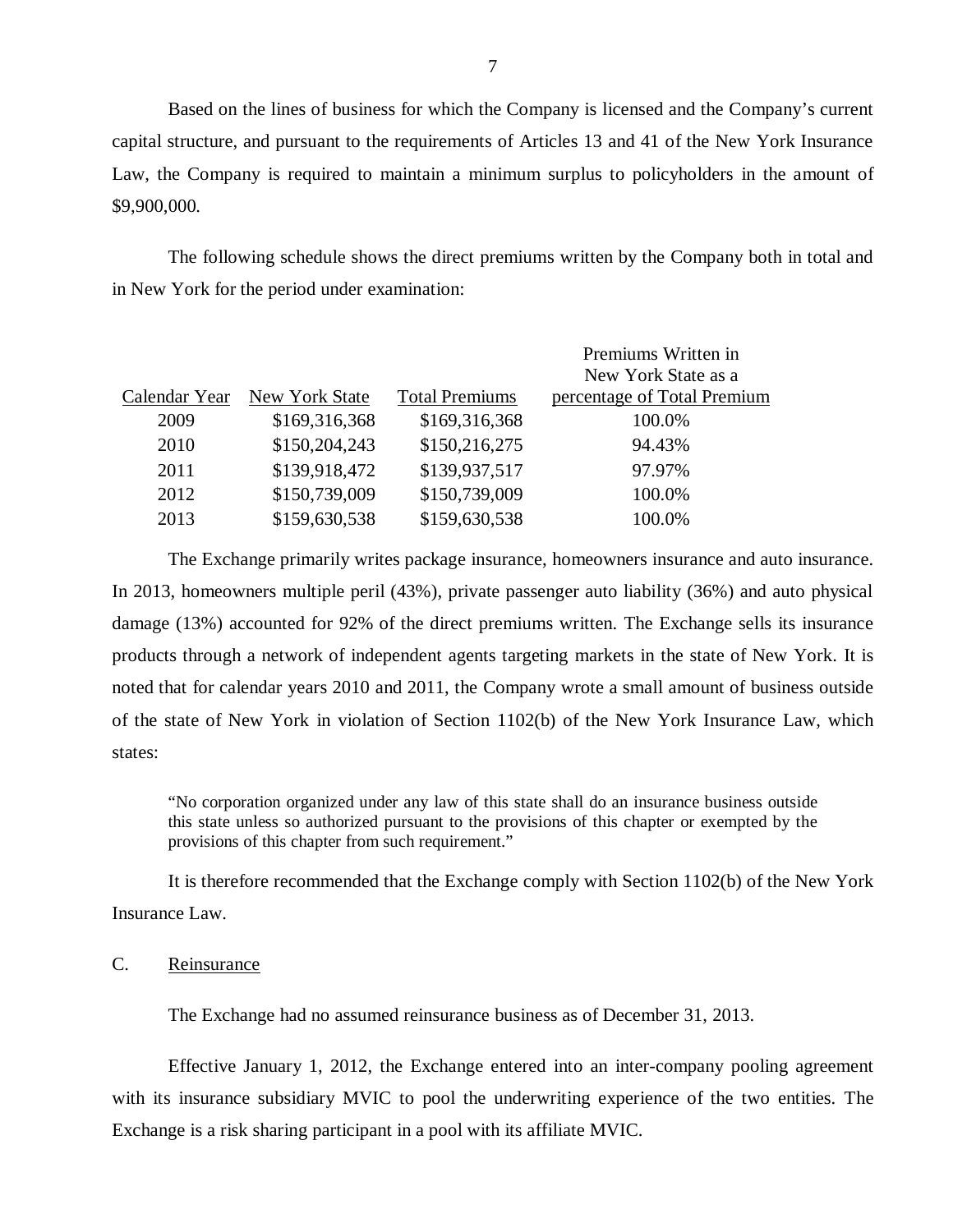Based on the lines of business for which the Company is licensed and the Company's current capital structure, and pursuant to the requirements of Articles 13 and 41 of the New York Insurance Law, the Company is required to maintain a minimum surplus to policyholders in the amount of $9,900,000.

The following schedule shows the direct premiums written by the Company both in total and in New York for the period under examination:

| Calendar Year | New York State | Total Premiums | Premiums Written in New York State as a percentage of Total Premium |
|---|---|---|---|
| 2009 | $169,316,368 | $169,316,368 | 100.0% |
| 2010 | $150,204,243 | $150,216,275 | 94.43% |
| 2011 | $139,918,472 | $139,937,517 | 97.97% |
| 2012 | $150,739,009 | $150,739,009 | 100.0% |
| 2013 | $159,630,538 | $159,630,538 | 100.0% |

The Exchange primarily writes package insurance, homeowners insurance and auto insurance. In 2013, homeowners multiple peril (43%), private passenger auto liability (36%) and auto physical damage (13%) accounted for 92% of the direct premiums written. The Exchange sells its insurance products through a network of independent agents targeting markets in the state of New York. It is noted that for calendar years 2010 and 2011, the Company wrote a small amount of business outside of the state of New York in violation of Section 1102(b) of the New York Insurance Law, which states:

> "No corporation organized under any law of this state shall do an insurance business outside this state unless so authorized pursuant to the provisions of this chapter or exempted by the provisions of this chapter from such requirement."

It is therefore recommended that the Exchange comply with Section 1102(b) of the New York Insurance Law.

C. Reinsurance

The Exchange had no assumed reinsurance business as of December 31, 2013.

Effective January 1, 2012, the Exchange entered into an inter-company pooling agreement with its insurance subsidiary MVIC to pool the underwriting experience of the two entities. The Exchange is a risk sharing participant in a pool with its affiliate MVIC.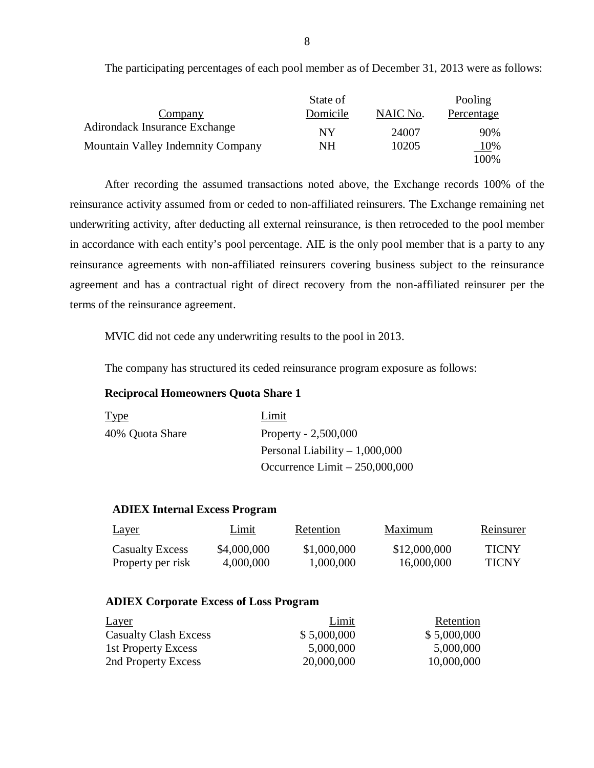The participating percentages of each pool member as of December 31, 2013 were as follows:

| Company | State of Domicile | NAIC No. | Pooling Percentage |
|---|---|---|---|
| Adirondack Insurance Exchange | NY | 24007 | 90% |
| Mountain Valley Indemnity Company | NH | 10205 | 10% |
| | | | 100% |

After recording the assumed transactions noted above, the Exchange records 100% of the reinsurance activity assumed from or ceded to non-affiliated reinsurers. The Exchange remaining net underwriting activity, after deducting all external reinsurance, is then retroceded to the pool member in accordance with each entity's pool percentage. AIE is the only pool member that is a party to any reinsurance agreements with non-affiliated reinsurers covering business subject to the reinsurance agreement and has a contractual right of direct recovery from the non-affiliated reinsurer per the terms of the reinsurance agreement.

MVIC did not cede any underwriting results to the pool in 2013.

The company has structured its ceded reinsurance program exposure as follows:

**Reciprocal Homeowners Quota Share 1**

| Type | Limit |
|---|---|
| 40% Quota Share | Property - 2,500,000 |
| | Personal Liability – 1,000,000 |
| | Occurrence Limit – 250,000,000 |

**ADIEX Internal Excess Program**

| Layer | Limit | Retention | Maximum | Reinsurer |
|---|---|---|---|---|
| Casualty Excess | $4,000,000 | $1,000,000 | $12,000,000 | TICNY |
| Property per risk | 4,000,000 | 1,000,000 | 16,000,000 | TICNY |

**ADIEX Corporate Excess of Loss Program**

| Layer | Limit | Retention |
|---|---|---|
| Casualty Clash Excess | $ 5,000,000 | $ 5,000,000 |
| 1st Property Excess | 5,000,000 | 5,000,000 |
| 2nd Property Excess | 20,000,000 | 10,000,000 |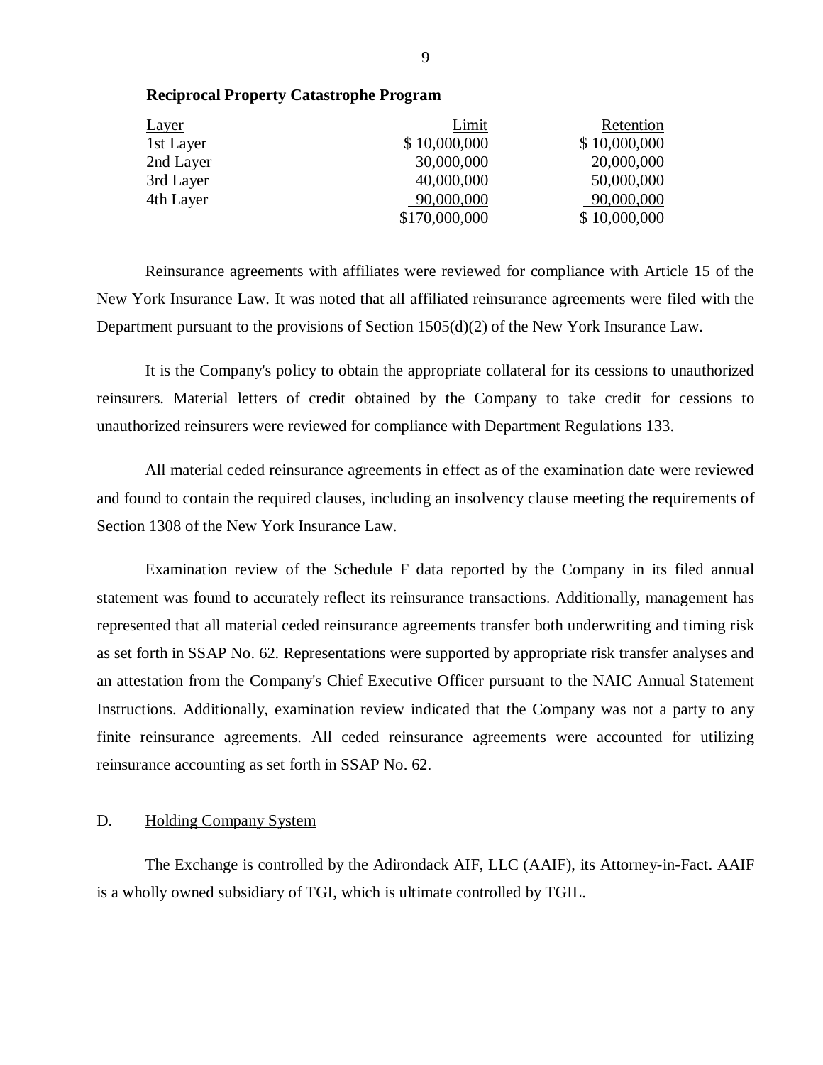**Reciprocal Property Catastrophe Program**

| Layer | Limit | Retention |
|---|---|---|
| 1st Layer | $ 10,000,000 | $ 10,000,000 |
| 2nd Layer | 30,000,000 | 20,000,000 |
| 3rd Layer | 40,000,000 | 50,000,000 |
| 4th Layer | 90,000,000 | 90,000,000 |
| | $170,000,000 | $ 10,000,000 |

Reinsurance agreements with affiliates were reviewed for compliance with Article 15 of the New York Insurance Law. It was noted that all affiliated reinsurance agreements were filed with the Department pursuant to the provisions of Section 1505(d)(2) of the New York Insurance Law.

It is the Company's policy to obtain the appropriate collateral for its cessions to unauthorized reinsurers. Material letters of credit obtained by the Company to take credit for cessions to unauthorized reinsurers were reviewed for compliance with Department Regulations 133.

All material ceded reinsurance agreements in effect as of the examination date were reviewed and found to contain the required clauses, including an insolvency clause meeting the requirements of Section 1308 of the New York Insurance Law.

Examination review of the Schedule F data reported by the Company in its filed annual statement was found to accurately reflect its reinsurance transactions. Additionally, management has represented that all material ceded reinsurance agreements transfer both underwriting and timing risk as set forth in SSAP No. 62. Representations were supported by appropriate risk transfer analyses and an attestation from the Company's Chief Executive Officer pursuant to the NAIC Annual Statement Instructions. Additionally, examination review indicated that the Company was not a party to any finite reinsurance agreements. All ceded reinsurance agreements were accounted for utilizing reinsurance accounting as set forth in SSAP No. 62.

## D. Holding Company System

The Exchange is controlled by the Adirondack AIF, LLC (AAIF), its Attorney-in-Fact. AAIF is a wholly owned subsidiary of TGI, which is ultimate controlled by TGIL.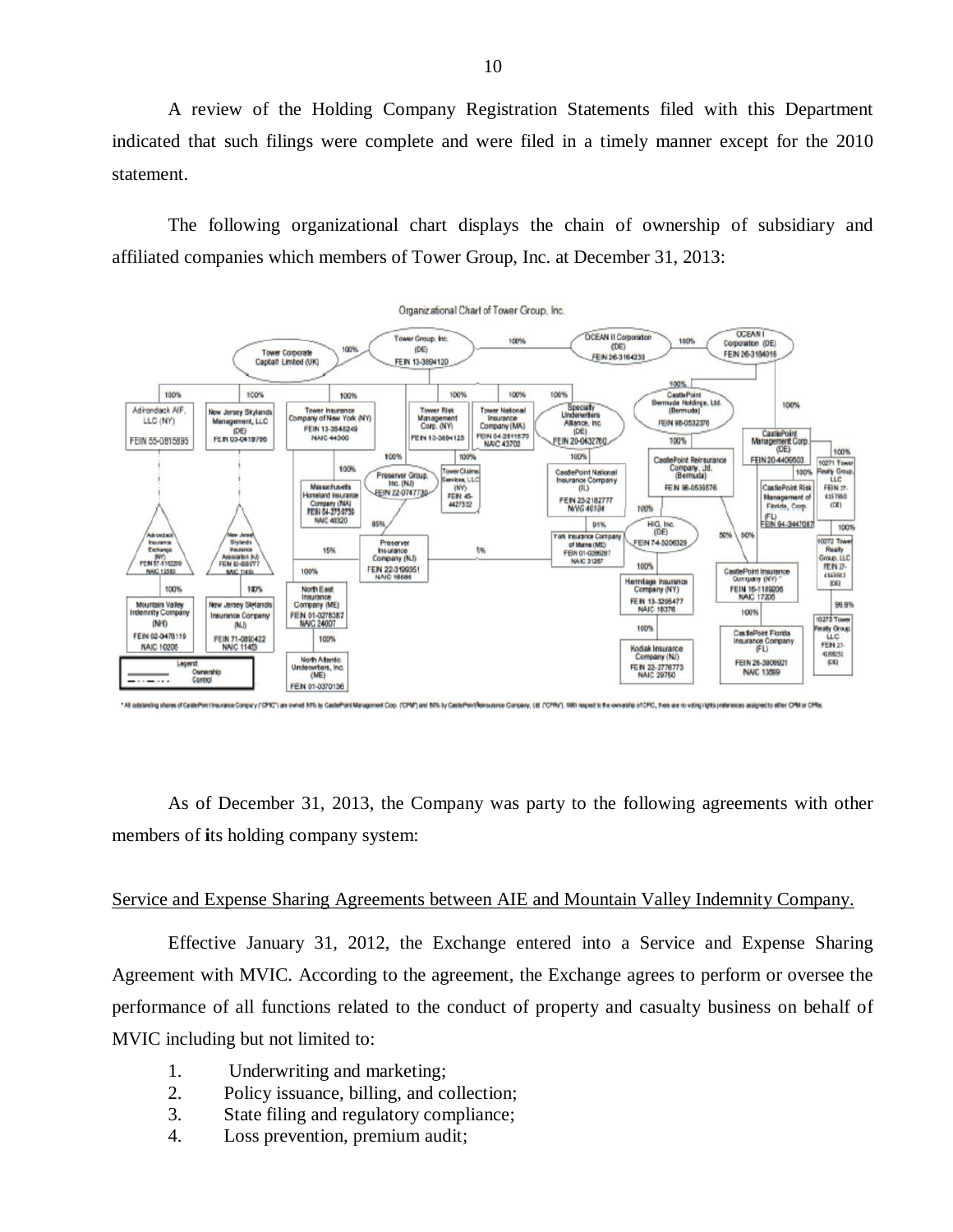A review of the Holding Company Registration Statements filed with this Department indicated that such filings were complete and were filed in a timely manner except for the 2010 statement.

The following organizational chart displays the chain of ownership of subsidiary and affiliated companies which members of Tower Group, Inc. at December 31, 2013:

Organizational Chart of Tower Group, Inc.

* All outstanding shares of CastlePoint Insurance Company ("CPIC") are owned 50% by CastlePoint Management Corp. ("CPM") and 50% by CastlePoint Reinsurance Company, Ltd. ("CPRe"). With respect to the ownership of CPIC, there are no voting rights preferences assigned to either CPM or CPRe.

As of December 31, 2013, the Company was party to the following agreements with other members of its holding company system:

Service and Expense Sharing Agreements between AIE and Mountain Valley Indemnity Company.

Effective January 31, 2012, the Exchange entered into a Service and Expense Sharing Agreement with MVIC. According to the agreement, the Exchange agrees to perform or oversee the performance of all functions related to the conduct of property and casualty business on behalf of MVIC including but not limited to:

1. Underwriting and marketing;
2. Policy issuance, billing, and collection;
3. State filing and regulatory compliance;
4. Loss prevention, premium audit;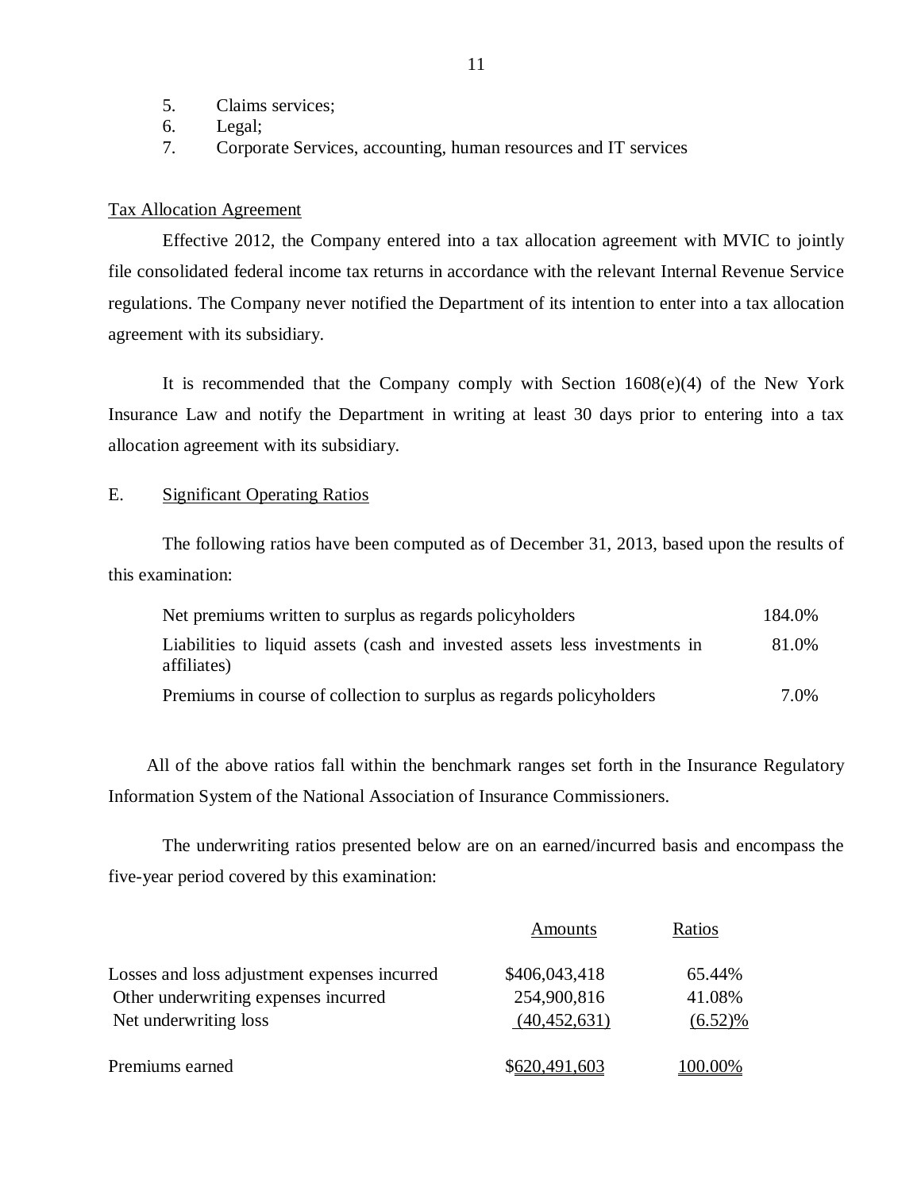5. Claims services;
6. Legal;
7. Corporate Services, accounting, human resources and IT services

Tax Allocation Agreement

Effective 2012, the Company entered into a tax allocation agreement with MVIC to jointly file consolidated federal income tax returns in accordance with the relevant Internal Revenue Service regulations. The Company never notified the Department of its intention to enter into a tax allocation agreement with its subsidiary.

It is recommended that the Company comply with Section 1608(e)(4) of the New York Insurance Law and notify the Department in writing at least 30 days prior to entering into a tax allocation agreement with its subsidiary.

E. Significant Operating Ratios

The following ratios have been computed as of December 31, 2013, based upon the results of this examination:

| | |
|---|---|
| Net premiums written to surplus as regards policyholders | 184.0% |
| Liabilities to liquid assets (cash and invested assets less investments in affiliates) | 81.0% |
| Premiums in course of collection to surplus as regards policyholders | 7.0% |

All of the above ratios fall within the benchmark ranges set forth in the Insurance Regulatory Information System of the National Association of Insurance Commissioners.

The underwriting ratios presented below are on an earned/incurred basis and encompass the five-year period covered by this examination:

| | Amounts | Ratios |
|---|---|---|
| Losses and loss adjustment expenses incurred | $406,043,418 | 65.44% |
| Other underwriting expenses incurred | 254,900,816 | 41.08% |
| Net underwriting loss | (40,452,631) | (6.52)% |
| Premiums earned | $620,491,603 | 100.00% |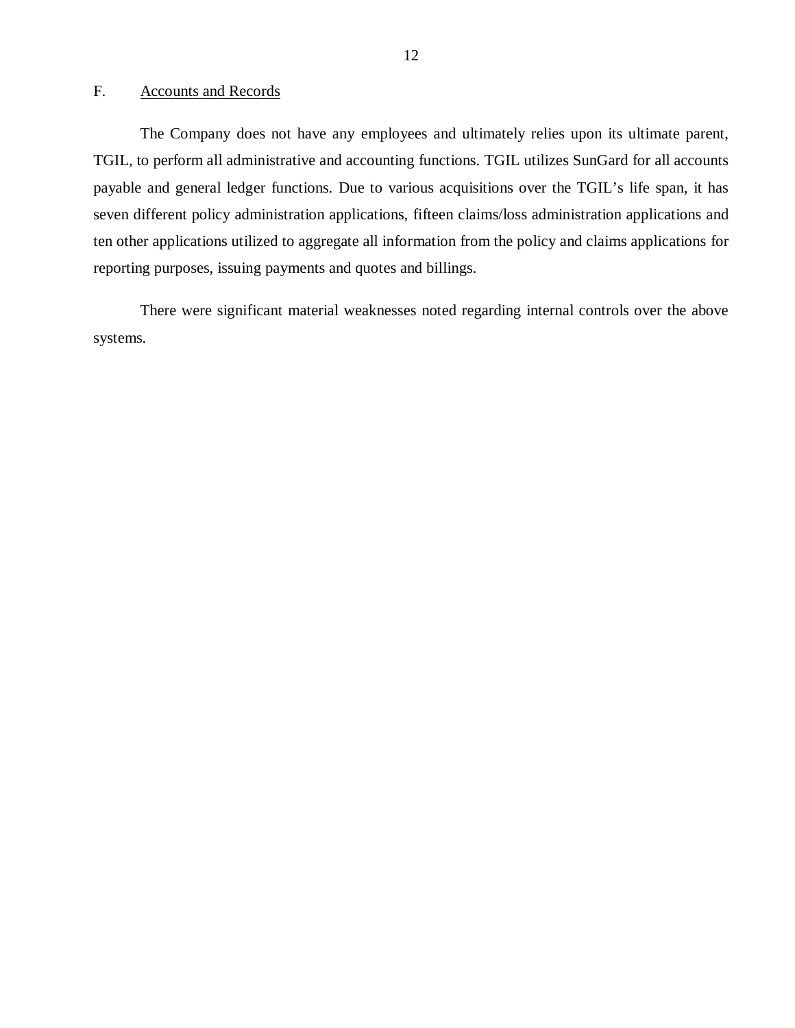## F. Accounts and Records

The Company does not have any employees and ultimately relies upon its ultimate parent, TGIL, to perform all administrative and accounting functions. TGIL utilizes SunGard for all accounts payable and general ledger functions. Due to various acquisitions over the TGIL's life span, it has seven different policy administration applications, fifteen claims/loss administration applications and ten other applications utilized to aggregate all information from the policy and claims applications for reporting purposes, issuing payments and quotes and billings.

There were significant material weaknesses noted regarding internal controls over the above systems.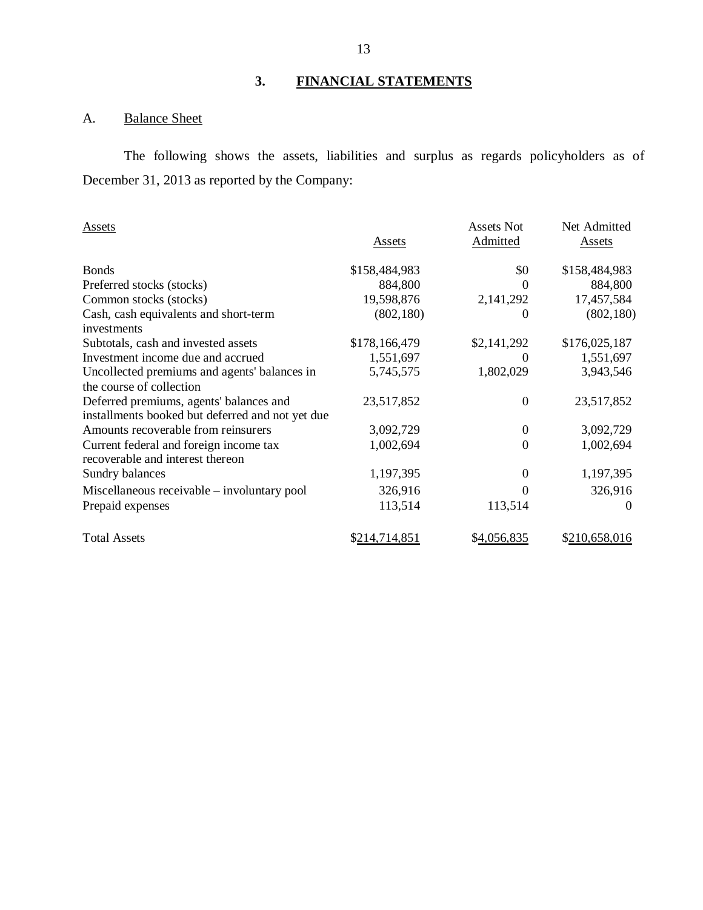## 3. FINANCIAL STATEMENTS

### A. Balance Sheet

The following shows the assets, liabilities and surplus as regards policyholders as of December 31, 2013 as reported by the Company:

| Assets | Assets | Assets Not Admitted | Net Admitted Assets |
|---|---|---|---|
| Bonds | $158,484,983 | $0 | $158,484,983 |
| Preferred stocks (stocks) | 884,800 | 0 | 884,800 |
| Common stocks (stocks) | 19,598,876 | 2,141,292 | 17,457,584 |
| Cash, cash equivalents and short-term investments | (802,180) | 0 | (802,180) |
| Subtotals, cash and invested assets | $178,166,479 | $2,141,292 | $176,025,187 |
| Investment income due and accrued | 1,551,697 | 0 | 1,551,697 |
| Uncollected premiums and agents' balances in the course of collection | 5,745,575 | 1,802,029 | 3,943,546 |
| Deferred premiums, agents' balances and installments booked but deferred and not yet due | 23,517,852 | 0 | 23,517,852 |
| Amounts recoverable from reinsurers | 3,092,729 | 0 | 3,092,729 |
| Current federal and foreign income tax recoverable and interest thereon | 1,002,694 | 0 | 1,002,694 |
| Sundry balances | 1,197,395 | 0 | 1,197,395 |
| Miscellaneous receivable – involuntary pool | 326,916 | 0 | 326,916 |
| Prepaid expenses | 113,514 | 113,514 | 0 |
| Total Assets | $214,714,851 | $4,056,835 | $210,658,016 |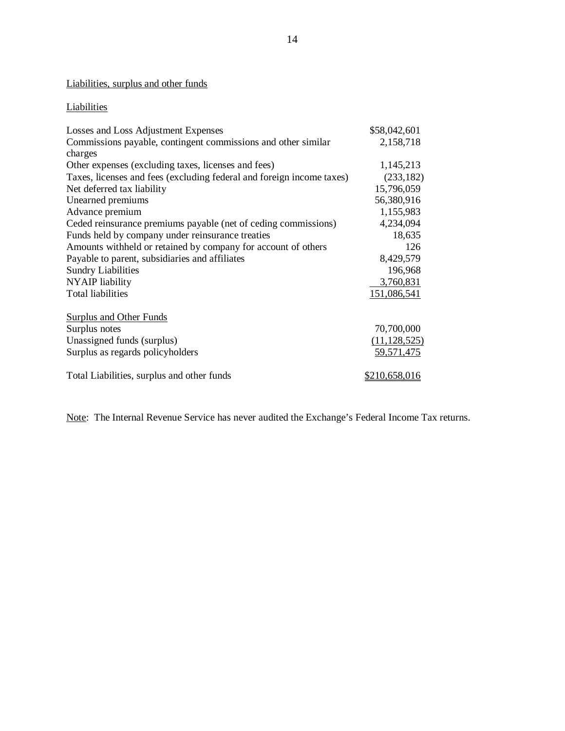Liabilities, surplus and other funds

Liabilities

| | |
|---|---|
| Losses and Loss Adjustment Expenses | $58,042,601 |
| Commissions payable, contingent commissions and other similar charges | 2,158,718 |
| Other expenses (excluding taxes, licenses and fees) | 1,145,213 |
| Taxes, licenses and fees (excluding federal and foreign income taxes) | (233,182) |
| Net deferred tax liability | 15,796,059 |
| Unearned premiums | 56,380,916 |
| Advance premium | 1,155,983 |
| Ceded reinsurance premiums payable (net of ceding commissions) | 4,234,094 |
| Funds held by company under reinsurance treaties | 18,635 |
| Amounts withheld or retained by company for account of others | 126 |
| Payable to parent, subsidiaries and affiliates | 8,429,579 |
| Sundry Liabilities | 196,968 |
| NYAIP liability | 3,760,831 |
| Total liabilities | 151,086,541 |
| | |
| Surplus and Other Funds | |
| Surplus notes | 70,700,000 |
| Unassigned funds (surplus) | (11,128,525) |
| Surplus as regards policyholders | 59,571,475 |
| | |
| Total Liabilities, surplus and other funds | $210,658,016 |

Note: The Internal Revenue Service has never audited the Exchange's Federal Income Tax returns.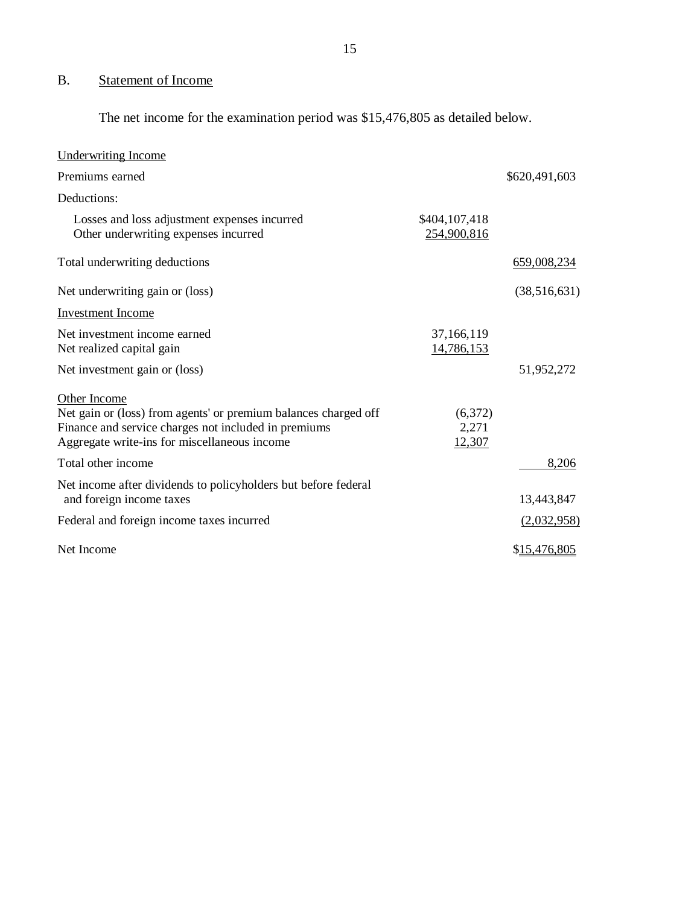## B. Statement of Income

The net income for the examination period was $15,476,805 as detailed below.

| | | |
|---|---|---|
| Underwriting Income | | |
| Premiums earned | | $620,491,603 |
| Deductions: | | |
| Losses and loss adjustment expenses incurred | $404,107,418 | |
| Other underwriting expenses incurred | 254,900,816 | |
| Total underwriting deductions | | 659,008,234 |
| Net underwriting gain or (loss) | | (38,516,631) |
| Investment Income | | |
| Net investment income earned | 37,166,119 | |
| Net realized capital gain | 14,786,153 | |
| Net investment gain or (loss) | | 51,952,272 |
| Other Income | | |
| Net gain or (loss) from agents' or premium balances charged off | (6,372) | |
| Finance and service charges not included in premiums | 2,271 | |
| Aggregate write-ins for miscellaneous income | 12,307 | |
| Total other income | | 8,206 |
| Net income after dividends to policyholders but before federal and foreign income taxes | | 13,443,847 |
| Federal and foreign income taxes incurred | | (2,032,958) |
| Net Income | | $15,476,805 |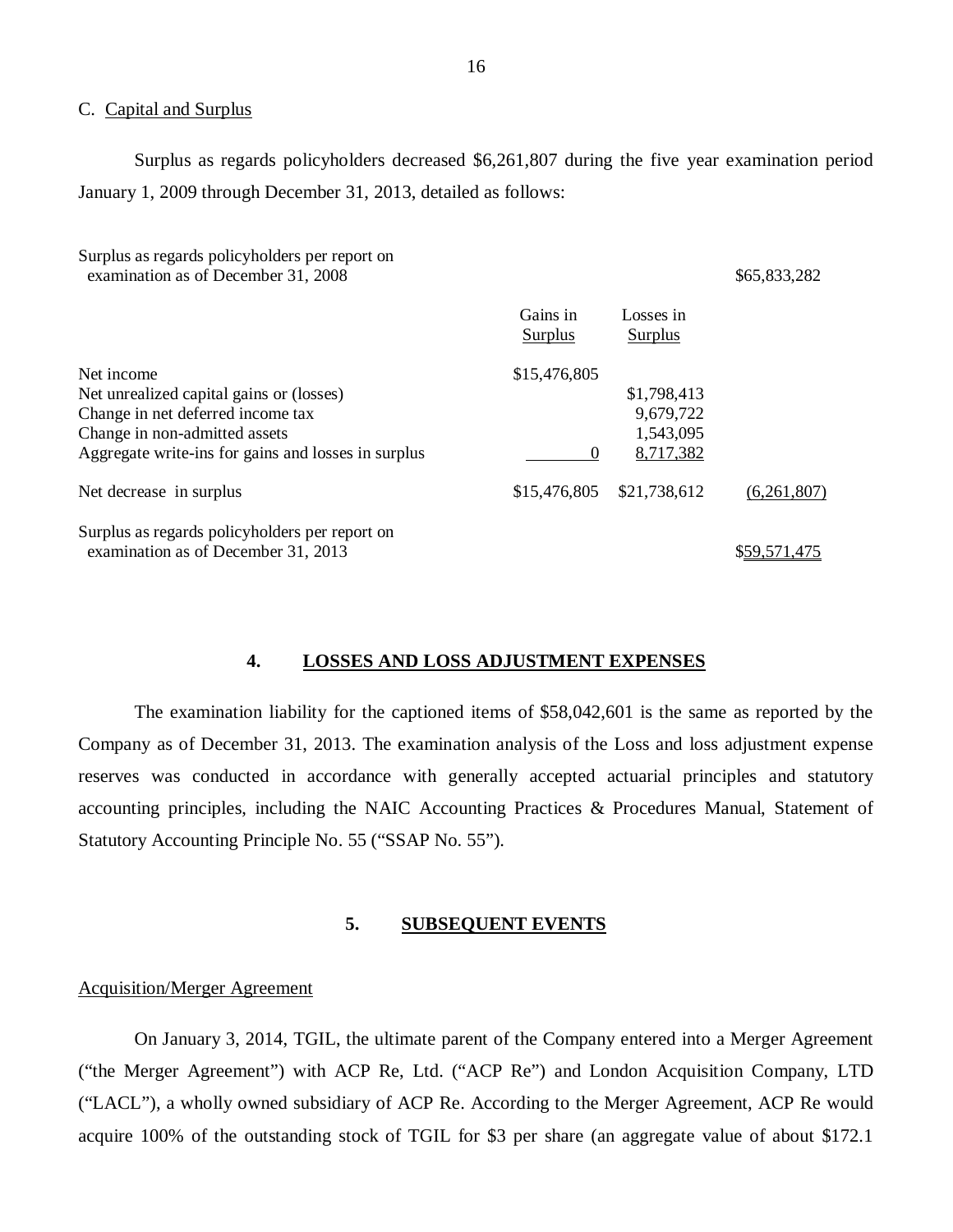C. Capital and Surplus

Surplus as regards policyholders decreased $6,261,807 during the five year examination period January 1, 2009 through December 31, 2013, detailed as follows:

| | Gains in Surplus | Losses in Surplus | |
|---|---|---|---|
| Surplus as regards policyholders per report on examination as of December 31, 2008 | | | $65,833,282 |
| Net income | $15,476,805 | | |
| Net unrealized capital gains or (losses) | | $1,798,413 | |
| Change in net deferred income tax | | 9,679,722 | |
| Change in non-admitted assets | | 1,543,095 | |
| Aggregate write-ins for gains and losses in surplus | 0 | 8,717,382 | |
| Net decrease in surplus | $15,476,805 | $21,738,612 | (6,261,807) |
| Surplus as regards policyholders per report on examination as of December 31, 2013 | | | $59,571,475 |

## 4. LOSSES AND LOSS ADJUSTMENT EXPENSES

The examination liability for the captioned items of $58,042,601 is the same as reported by the Company as of December 31, 2013. The examination analysis of the Loss and loss adjustment expense reserves was conducted in accordance with generally accepted actuarial principles and statutory accounting principles, including the NAIC Accounting Practices & Procedures Manual, Statement of Statutory Accounting Principle No. 55 ("SSAP No. 55").

## 5. SUBSEQUENT EVENTS

Acquisition/Merger Agreement

On January 3, 2014, TGIL, the ultimate parent of the Company entered into a Merger Agreement ("the Merger Agreement") with ACP Re, Ltd. ("ACP Re") and London Acquisition Company, LTD ("LACL"), a wholly owned subsidiary of ACP Re. According to the Merger Agreement, ACP Re would acquire 100% of the outstanding stock of TGIL for $3 per share (an aggregate value of about $172.1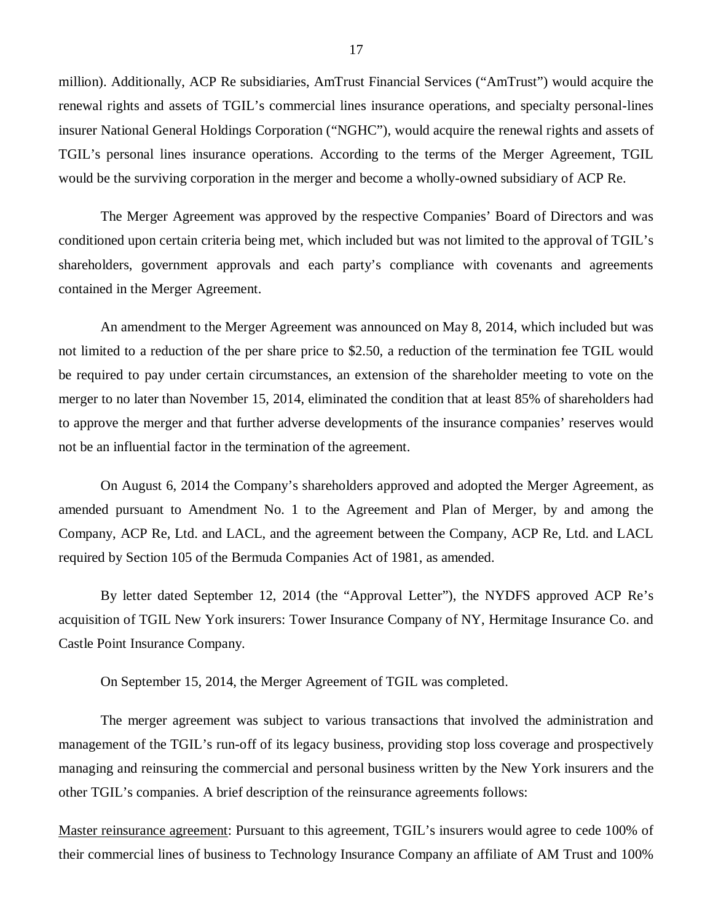million). Additionally, ACP Re subsidiaries, AmTrust Financial Services ("AmTrust") would acquire the renewal rights and assets of TGIL's commercial lines insurance operations, and specialty personal-lines insurer National General Holdings Corporation ("NGHC"), would acquire the renewal rights and assets of TGIL's personal lines insurance operations. According to the terms of the Merger Agreement, TGIL would be the surviving corporation in the merger and become a wholly-owned subsidiary of ACP Re.

The Merger Agreement was approved by the respective Companies' Board of Directors and was conditioned upon certain criteria being met, which included but was not limited to the approval of TGIL's shareholders, government approvals and each party's compliance with covenants and agreements contained in the Merger Agreement.

An amendment to the Merger Agreement was announced on May 8, 2014, which included but was not limited to a reduction of the per share price to $2.50, a reduction of the termination fee TGIL would be required to pay under certain circumstances, an extension of the shareholder meeting to vote on the merger to no later than November 15, 2014, eliminated the condition that at least 85% of shareholders had to approve the merger and that further adverse developments of the insurance companies' reserves would not be an influential factor in the termination of the agreement.

On August 6, 2014 the Company's shareholders approved and adopted the Merger Agreement, as amended pursuant to Amendment No. 1 to the Agreement and Plan of Merger, by and among the Company, ACP Re, Ltd. and LACL, and the agreement between the Company, ACP Re, Ltd. and LACL required by Section 105 of the Bermuda Companies Act of 1981, as amended.

By letter dated September 12, 2014 (the "Approval Letter"), the NYDFS approved ACP Re's acquisition of TGIL New York insurers: Tower Insurance Company of NY, Hermitage Insurance Co. and Castle Point Insurance Company.

On September 15, 2014, the Merger Agreement of TGIL was completed.

The merger agreement was subject to various transactions that involved the administration and management of the TGIL's run-off of its legacy business, providing stop loss coverage and prospectively managing and reinsuring the commercial and personal business written by the New York insurers and the other TGIL's companies. A brief description of the reinsurance agreements follows:

<u>Master reinsurance agreement</u>: Pursuant to this agreement, TGIL's insurers would agree to cede 100% of their commercial lines of business to Technology Insurance Company an affiliate of AM Trust and 100%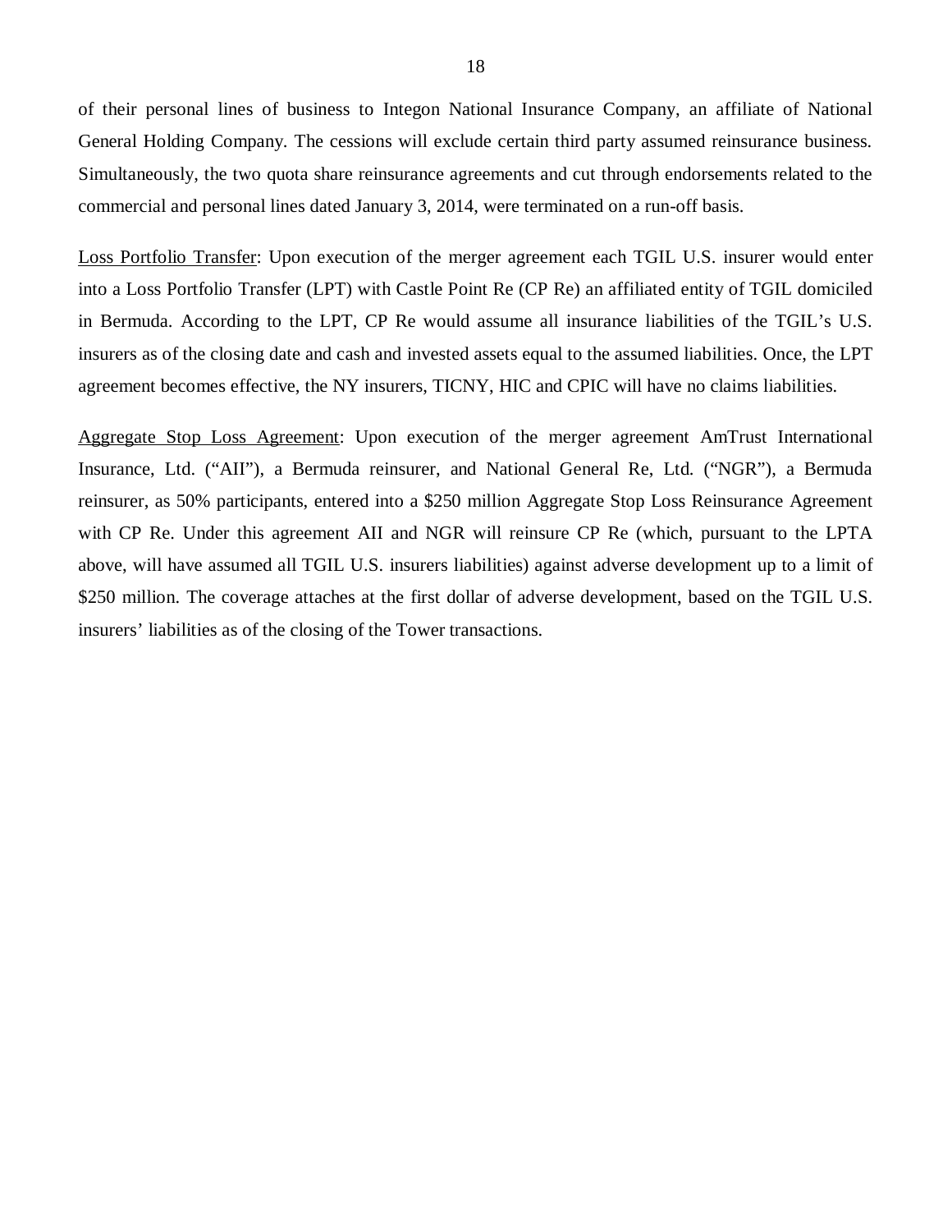of their personal lines of business to Integon National Insurance Company, an affiliate of National General Holding Company. The cessions will exclude certain third party assumed reinsurance business. Simultaneously, the two quota share reinsurance agreements and cut through endorsements related to the commercial and personal lines dated January 3, 2014, were terminated on a run-off basis.

<u>Loss Portfolio Transfer</u>: Upon execution of the merger agreement each TGIL U.S. insurer would enter into a Loss Portfolio Transfer (LPT) with Castle Point Re (CP Re) an affiliated entity of TGIL domiciled in Bermuda. According to the LPT, CP Re would assume all insurance liabilities of the TGIL's U.S. insurers as of the closing date and cash and invested assets equal to the assumed liabilities. Once, the LPT agreement becomes effective, the NY insurers, TICNY, HIC and CPIC will have no claims liabilities.

<u>Aggregate Stop Loss Agreement</u>: Upon execution of the merger agreement AmTrust International Insurance, Ltd. ("AII"), a Bermuda reinsurer, and National General Re, Ltd. ("NGR"), a Bermuda reinsurer, as 50% participants, entered into a $250 million Aggregate Stop Loss Reinsurance Agreement with CP Re. Under this agreement AII and NGR will reinsure CP Re (which, pursuant to the LPTA above, will have assumed all TGIL U.S. insurers liabilities) against adverse development up to a limit of $250 million. The coverage attaches at the first dollar of adverse development, based on the TGIL U.S. insurers' liabilities as of the closing of the Tower transactions.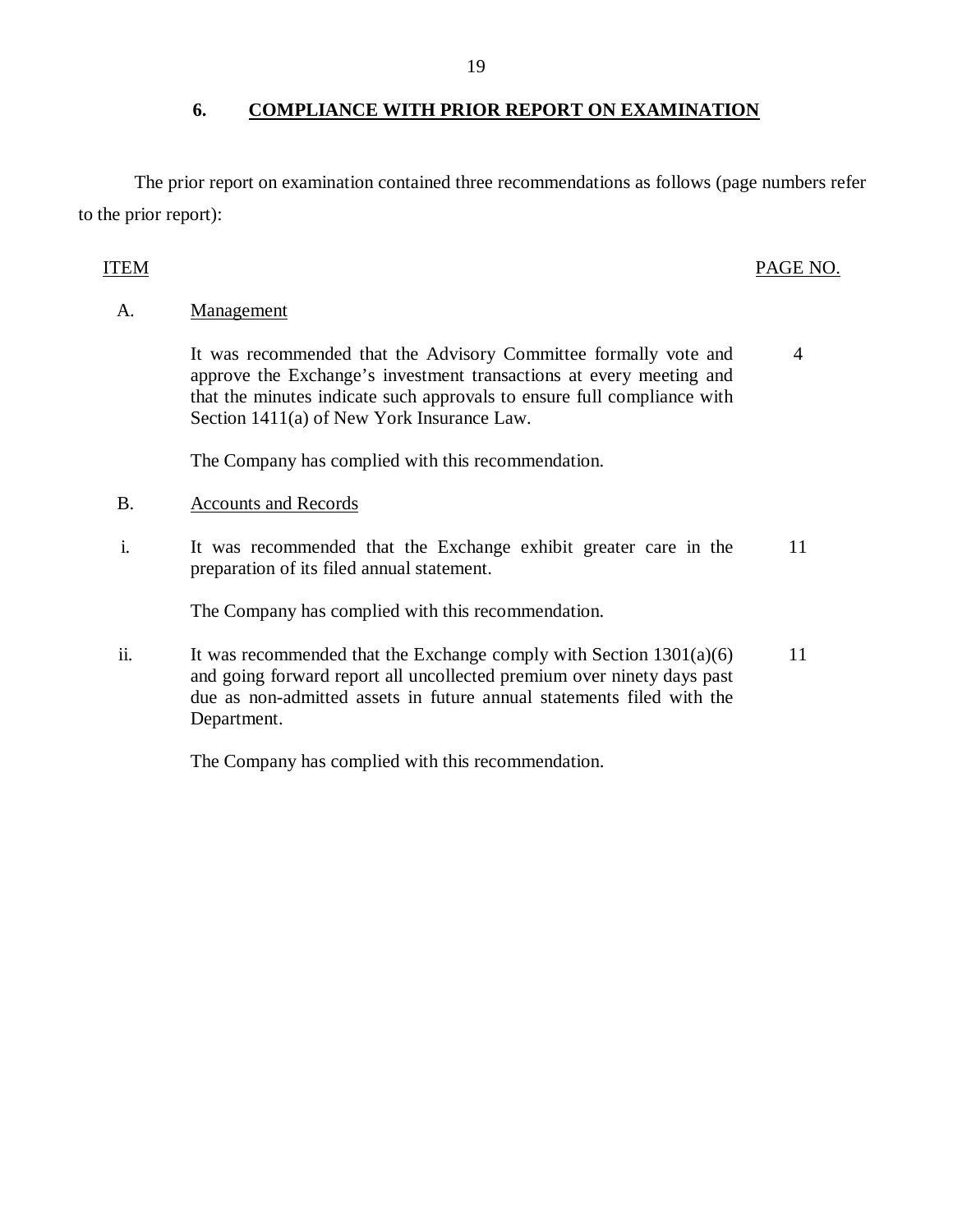## 6. COMPLIANCE WITH PRIOR REPORT ON EXAMINATION

The prior report on examination contained three recommendations as follows (page numbers refer to the prior report):

| ITEM | | PAGE NO. |
|---|---|---|
| A. | Management | |
| | It was recommended that the Advisory Committee formally vote and approve the Exchange's investment transactions at every meeting and that the minutes indicate such approvals to ensure full compliance with Section 1411(a) of New York Insurance Law. | 4 |
| | The Company has complied with this recommendation. | |
| B. | Accounts and Records | |
| i. | It was recommended that the Exchange exhibit greater care in the preparation of its filed annual statement. | 11 |
| | The Company has complied with this recommendation. | |
| ii. | It was recommended that the Exchange comply with Section 1301(a)(6) and going forward report all uncollected premium over ninety days past due as non-admitted assets in future annual statements filed with the Department. | 11 |
| | The Company has complied with this recommendation. | |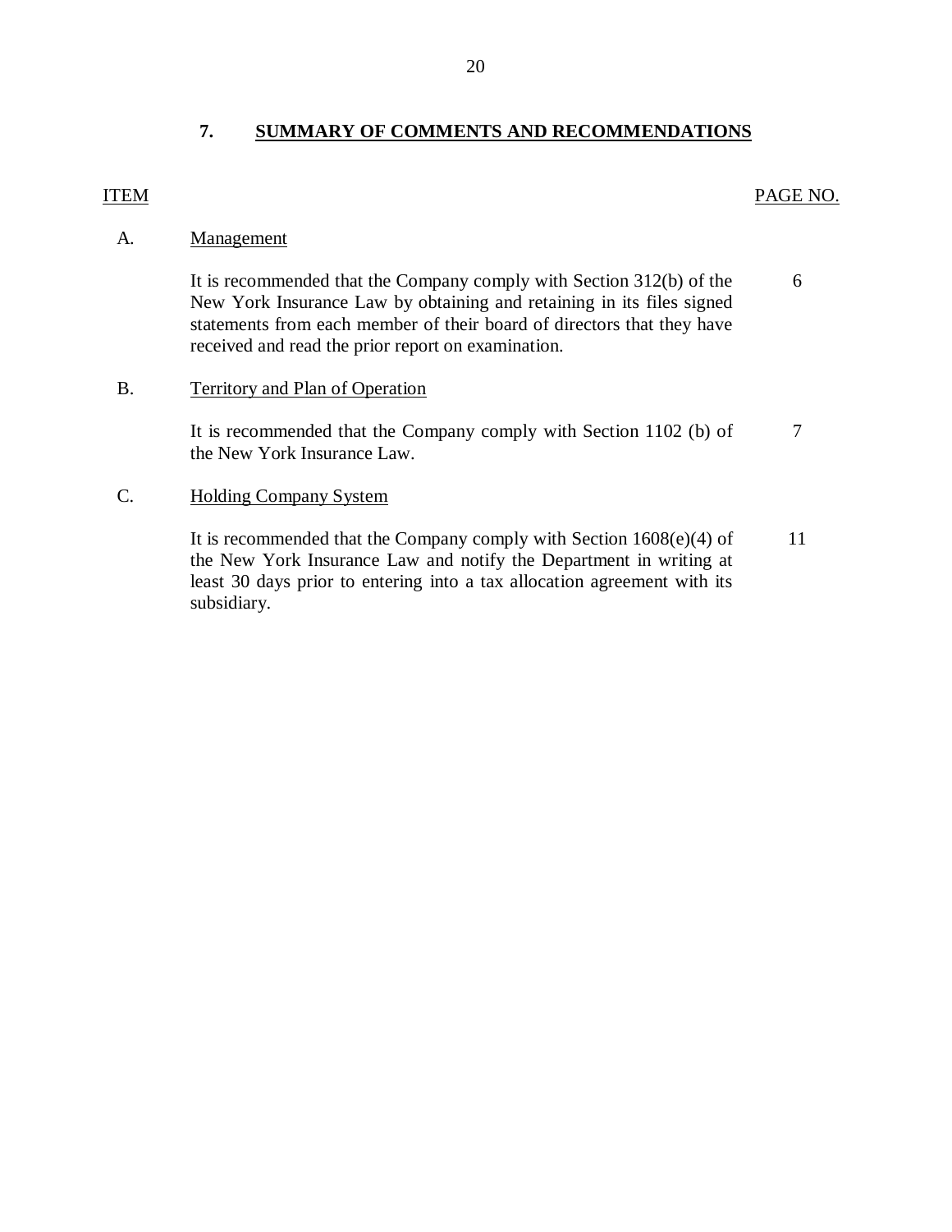## 7. SUMMARY OF COMMENTS AND RECOMMENDATIONS

| ITEM | | PAGE NO. |
|---|---|---|
| A. | Management | |
| | It is recommended that the Company comply with Section 312(b) of the New York Insurance Law by obtaining and retaining in its files signed statements from each member of their board of directors that they have received and read the prior report on examination. | 6 |
| B. | Territory and Plan of Operation | |
| | It is recommended that the Company comply with Section 1102 (b) of the New York Insurance Law. | 7 |
| C. | Holding Company System | |
| | It is recommended that the Company comply with Section 1608(e)(4) of the New York Insurance Law and notify the Department in writing at least 30 days prior to entering into a tax allocation agreement with its subsidiary. | 11 |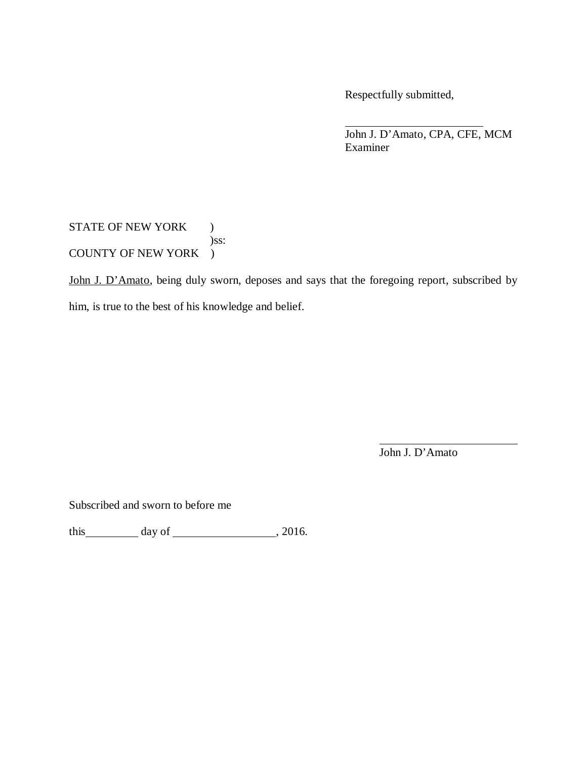Respectfully submitted,

\_\_\_\_\_\_\_\_\_\_\_\_\_\_\_\_\_\_\_\_\_\_\_\_

John J. D'Amato, CPA, CFE, MCM
Examiner

STATE OF NEW YORK )
)ss:
COUNTY OF NEW YORK )

John J. D'Amato, being duly sworn, deposes and says that the foregoing report, subscribed by him, is true to the best of his knowledge and belief.

\_\_\_\_\_\_\_\_\_\_\_\_\_\_\_\_\_\_\_\_\_\_\_\_

John J. D'Amato

Subscribed and sworn to before me

this\_\_\_\_\_\_\_\_\_\_ day of \_\_\_\_\_\_\_\_\_\_\_\_\_\_\_\_\_\_, 2016.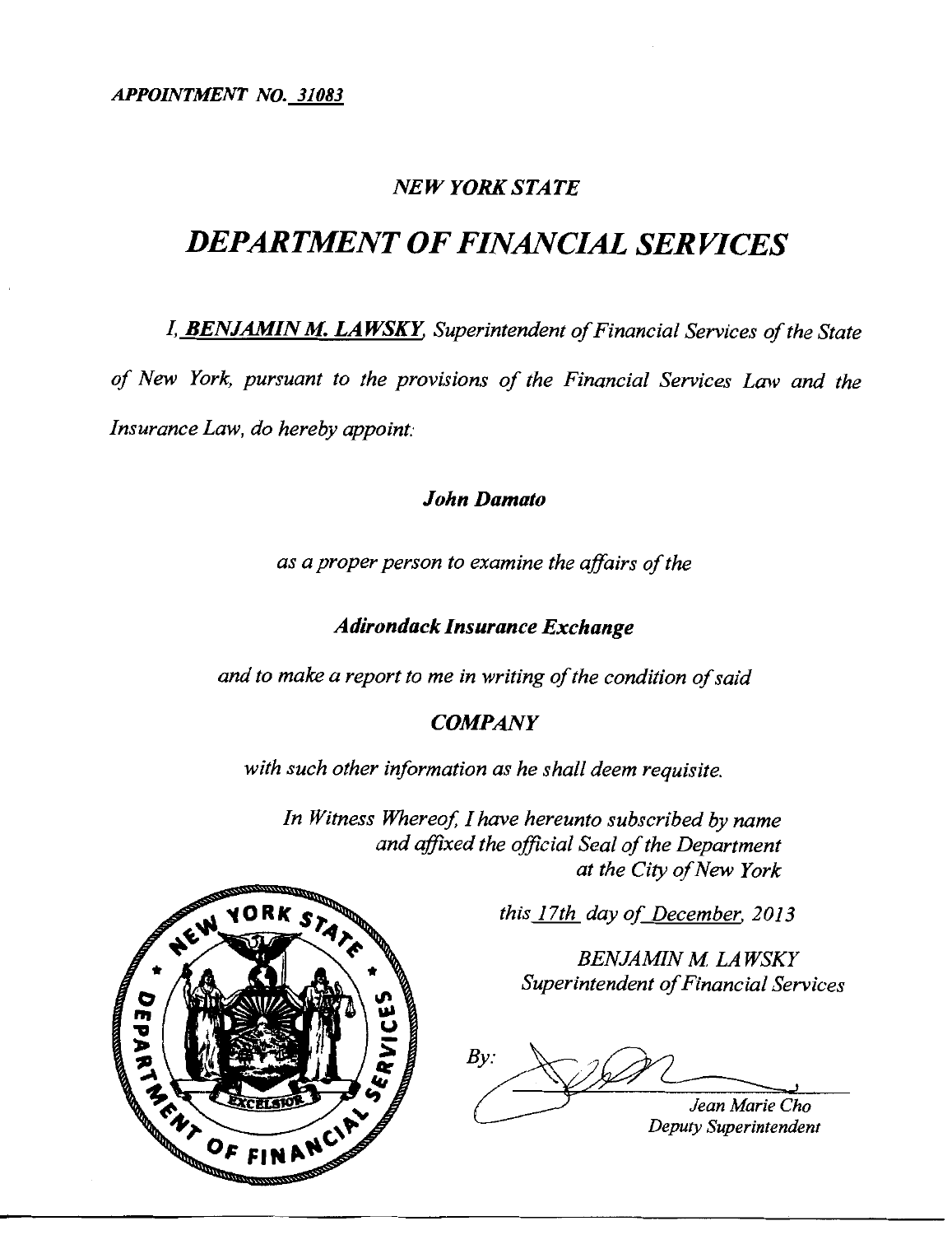*APPOINTMENT NO. 31083*

*NEW YORK STATE*

# *DEPARTMENT OF FINANCIAL SERVICES*

*I, **BENJAMIN M. LAWSKY**, Superintendent of Financial Services of the State of New York, pursuant to the provisions of the Financial Services Law and the Insurance Law, do hereby appoint:*

***John Damato***

*as a proper person to examine the affairs of the*

***Adirondack Insurance Exchange***

*and to make a report to me in writing of the condition of said*

*COMPANY*

*with such other information as he shall deem requisite.*

*In Witness Whereof, I have hereunto subscribed by name and affixed the official Seal of the Department at the City of New York*

*this 17th day of December, 2013*

*BENJAMIN M. LAWSKY*
*Superintendent of Financial Services*

*By:*

*Jean Marie Cho*
*Deputy Superintendent*

NEW YORK STATE DEPARTMENT OF FINANCIAL SERVICES
EXCELSIOR